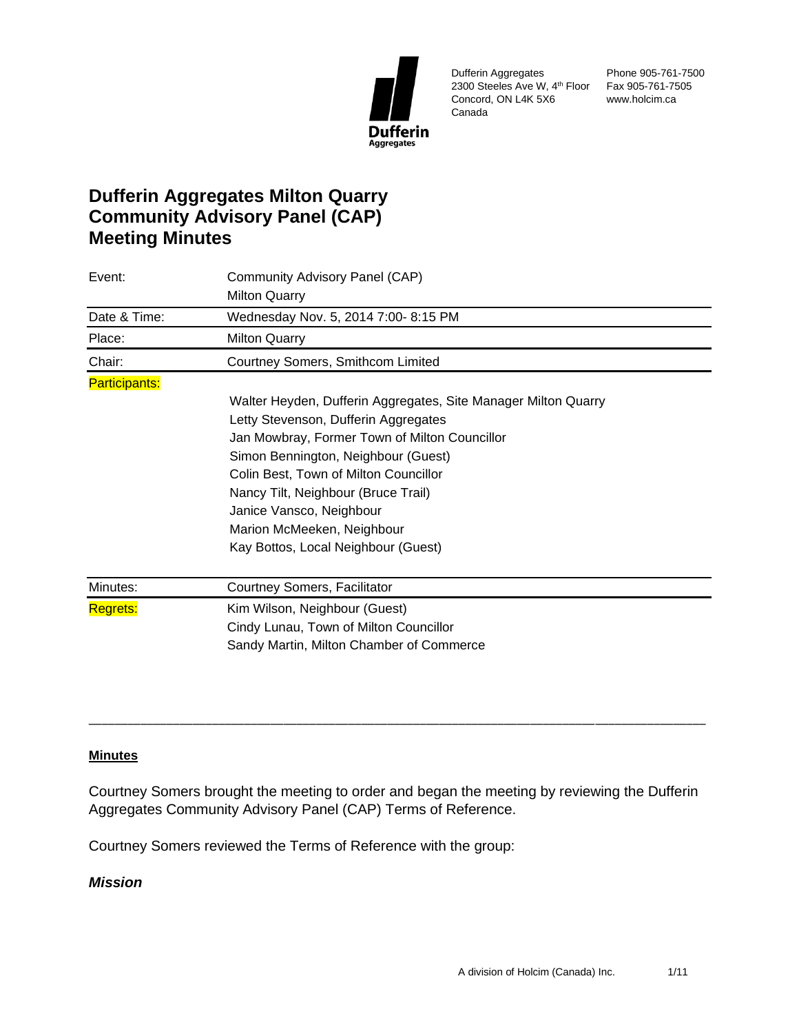Dufferin Aggregates
2300 Steeles Ave W, 4th Floor
Concord, ON L4K 5X6
Canada

Phone 905-761-7500
Fax 905-761-7505
www.holcim.ca

# Dufferin Aggregates Milton Quarry Community Advisory Panel (CAP) Meeting Minutes

| | |
|---|---|
| Event: | Community Advisory Panel (CAP)<br>Milton Quarry |
| Date & Time: | Wednesday Nov. 5, 2014 7:00- 8:15 PM |
| Place: | Milton Quarry |
| Chair: | Courtney Somers, Smithcom Limited |
| Participants: | Walter Heyden, Dufferin Aggregates, Site Manager Milton Quarry<br>Letty Stevenson, Dufferin Aggregates<br>Jan Mowbray, Former Town of Milton Councillor<br>Simon Bennington, Neighbour (Guest)<br>Colin Best, Town of Milton Councillor<br>Nancy Tilt, Neighbour (Bruce Trail)<br>Janice Vansco, Neighbour<br>Marion McMeeken, Neighbour<br>Kay Bottos, Local Neighbour (Guest) |
| Minutes: | Courtney Somers, Facilitator |
| Regrets: | Kim Wilson, Neighbour (Guest)<br>Cindy Lunau, Town of Milton Councillor<br>Sandy Martin, Milton Chamber of Commerce |

---

**Minutes**

Courtney Somers brought the meeting to order and began the meeting by reviewing the Dufferin Aggregates Community Advisory Panel (CAP) Terms of Reference.

Courtney Somers reviewed the Terms of Reference with the group:

***Mission***

A division of Holcim (Canada) Inc.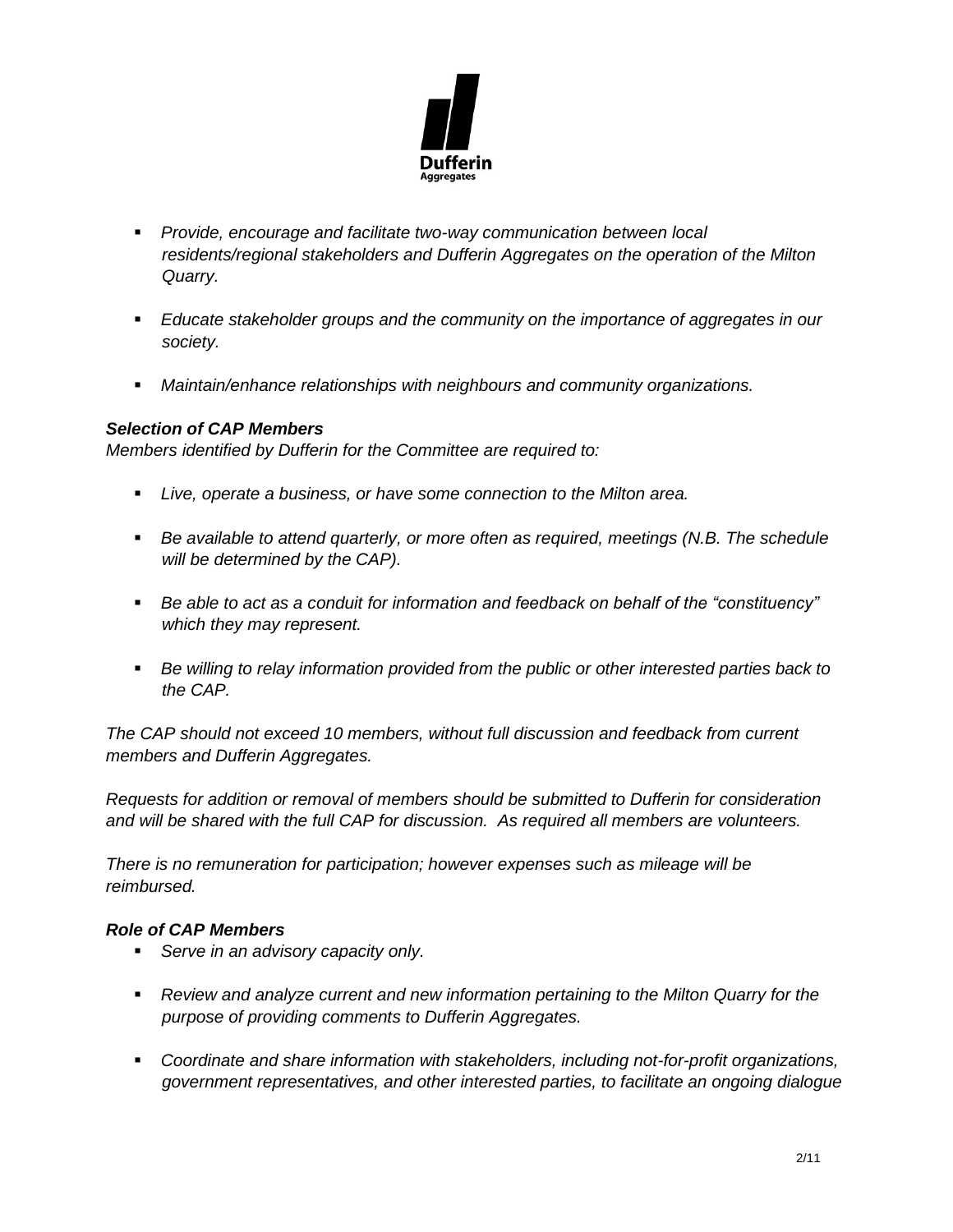- *Provide, encourage and facilitate two-way communication between local residents/regional stakeholders and Dufferin Aggregates on the operation of the Milton Quarry.*

- *Educate stakeholder groups and the community on the importance of aggregates in our society.*

- *Maintain/enhance relationships with neighbours and community organizations.*

***Selection of CAP Members***

*Members identified by Dufferin for the Committee are required to:*

- *Live, operate a business, or have some connection to the Milton area.*

- *Be available to attend quarterly, or more often as required, meetings (N.B. The schedule will be determined by the CAP).*

- *Be able to act as a conduit for information and feedback on behalf of the "constituency" which they may represent.*

- *Be willing to relay information provided from the public or other interested parties back to the CAP.*

*The CAP should not exceed 10 members, without full discussion and feedback from current members and Dufferin Aggregates.*

*Requests for addition or removal of members should be submitted to Dufferin for consideration and will be shared with the full CAP for discussion. As required all members are volunteers.*

*There is no remuneration for participation; however expenses such as mileage will be reimbursed.*

***Role of CAP Members***

- *Serve in an advisory capacity only.*

- *Review and analyze current and new information pertaining to the Milton Quarry for the purpose of providing comments to Dufferin Aggregates.*

- *Coordinate and share information with stakeholders, including not-for-profit organizations, government representatives, and other interested parties, to facilitate an ongoing dialogue*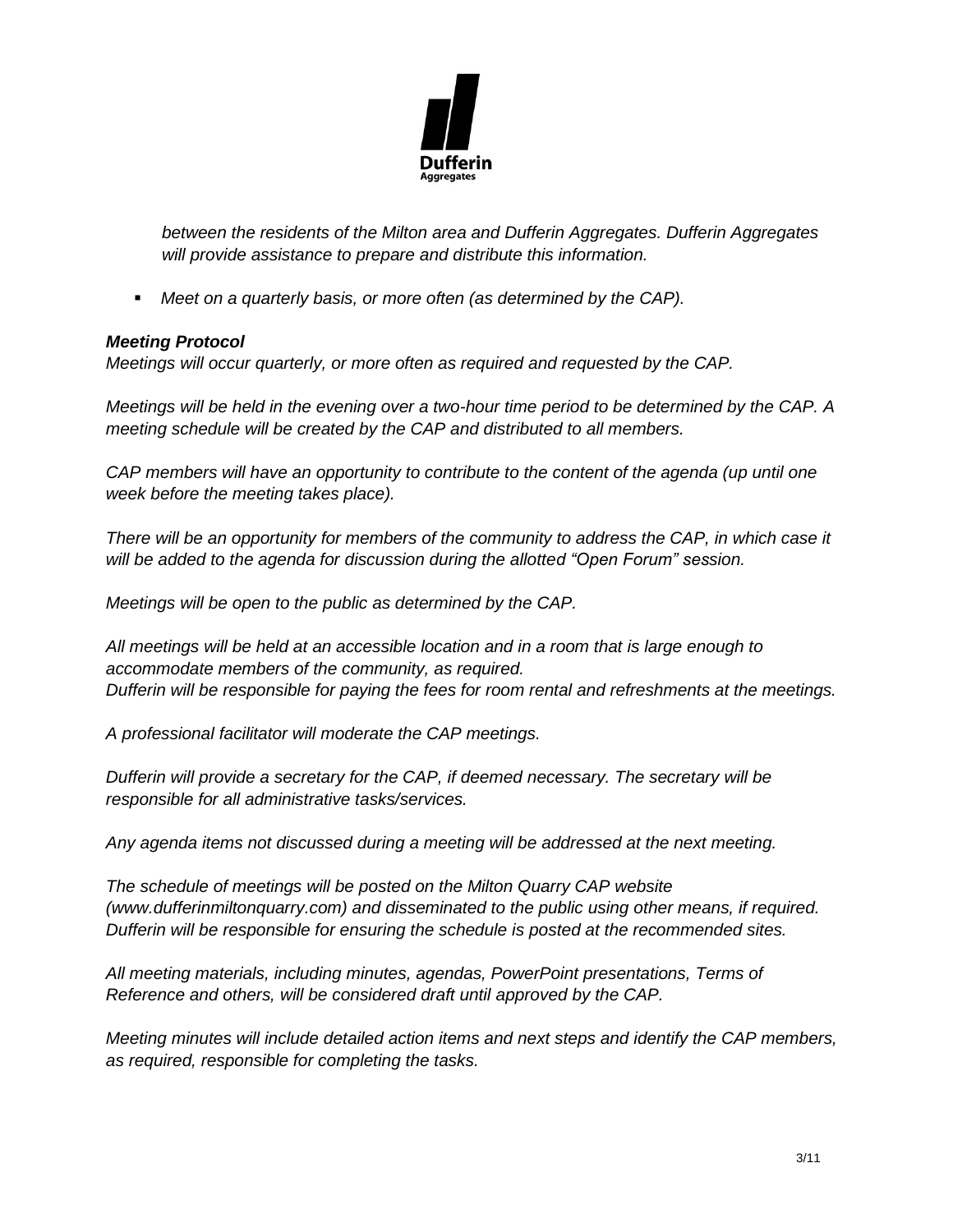*between the residents of the Milton area and Dufferin Aggregates. Dufferin Aggregates will provide assistance to prepare and distribute this information.*

- *Meet on a quarterly basis, or more often (as determined by the CAP).*

***Meeting Protocol***

*Meetings will occur quarterly, or more often as required and requested by the CAP.*

*Meetings will be held in the evening over a two-hour time period to be determined by the CAP. A meeting schedule will be created by the CAP and distributed to all members.*

*CAP members will have an opportunity to contribute to the content of the agenda (up until one week before the meeting takes place).*

*There will be an opportunity for members of the community to address the CAP, in which case it will be added to the agenda for discussion during the allotted "Open Forum" session.*

*Meetings will be open to the public as determined by the CAP.*

*All meetings will be held at an accessible location and in a room that is large enough to accommodate members of the community, as required.*
*Dufferin will be responsible for paying the fees for room rental and refreshments at the meetings.*

*A professional facilitator will moderate the CAP meetings.*

*Dufferin will provide a secretary for the CAP, if deemed necessary. The secretary will be responsible for all administrative tasks/services.*

*Any agenda items not discussed during a meeting will be addressed at the next meeting.*

*The schedule of meetings will be posted on the Milton Quarry CAP website (www.dufferinmiltonquarry.com) and disseminated to the public using other means, if required. Dufferin will be responsible for ensuring the schedule is posted at the recommended sites.*

*All meeting materials, including minutes, agendas, PowerPoint presentations, Terms of Reference and others, will be considered draft until approved by the CAP.*

*Meeting minutes will include detailed action items and next steps and identify the CAP members, as required, responsible for completing the tasks.*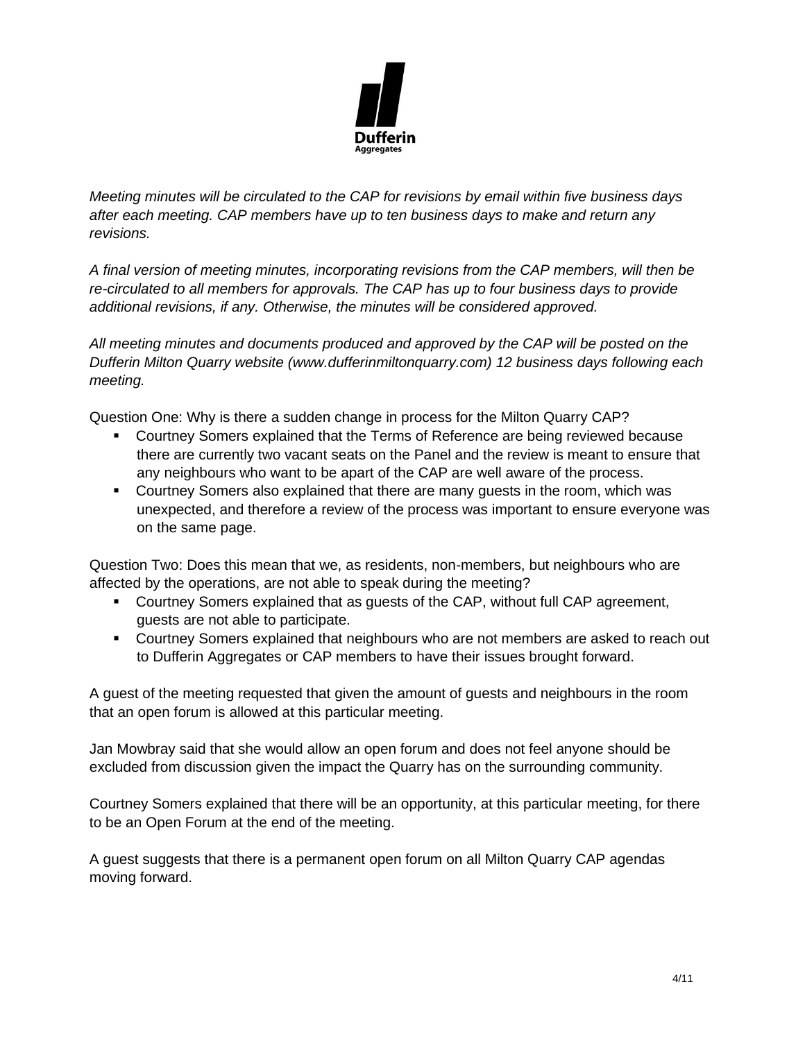*Meeting minutes will be circulated to the CAP for revisions by email within five business days after each meeting. CAP members have up to ten business days to make and return any revisions.*

*A final version of meeting minutes, incorporating revisions from the CAP members, will then be re-circulated to all members for approvals. The CAP has up to four business days to provide additional revisions, if any. Otherwise, the minutes will be considered approved.*

*All meeting minutes and documents produced and approved by the CAP will be posted on the Dufferin Milton Quarry website (www.dufferinmiltonquarry.com) 12 business days following each meeting.*

Question One: Why is there a sudden change in process for the Milton Quarry CAP?

- Courtney Somers explained that the Terms of Reference are being reviewed because there are currently two vacant seats on the Panel and the review is meant to ensure that any neighbours who want to be apart of the CAP are well aware of the process.
- Courtney Somers also explained that there are many guests in the room, which was unexpected, and therefore a review of the process was important to ensure everyone was on the same page.

Question Two: Does this mean that we, as residents, non-members, but neighbours who are affected by the operations, are not able to speak during the meeting?

- Courtney Somers explained that as guests of the CAP, without full CAP agreement, guests are not able to participate.
- Courtney Somers explained that neighbours who are not members are asked to reach out to Dufferin Aggregates or CAP members to have their issues brought forward.

A guest of the meeting requested that given the amount of guests and neighbours in the room that an open forum is allowed at this particular meeting.

Jan Mowbray said that she would allow an open forum and does not feel anyone should be excluded from discussion given the impact the Quarry has on the surrounding community.

Courtney Somers explained that there will be an opportunity, at this particular meeting, for there to be an Open Forum at the end of the meeting.

A guest suggests that there is a permanent open forum on all Milton Quarry CAP agendas moving forward.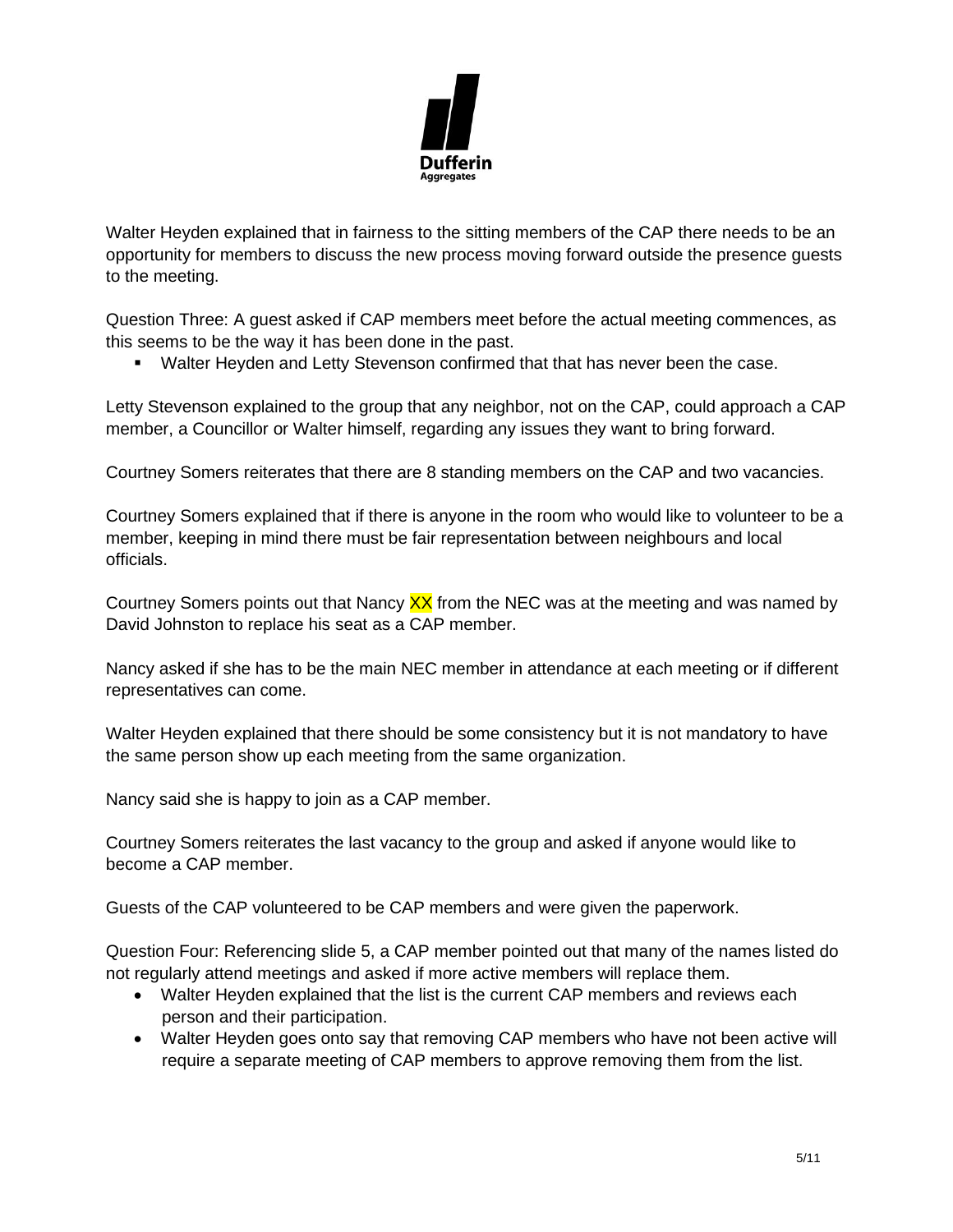Walter Heyden explained that in fairness to the sitting members of the CAP there needs to be an opportunity for members to discuss the new process moving forward outside the presence guests to the meeting.

Question Three: A guest asked if CAP members meet before the actual meeting commences, as this seems to be the way it has been done in the past.

- Walter Heyden and Letty Stevenson confirmed that that has never been the case.

Letty Stevenson explained to the group that any neighbor, not on the CAP, could approach a CAP member, a Councillor or Walter himself, regarding any issues they want to bring forward.

Courtney Somers reiterates that there are 8 standing members on the CAP and two vacancies.

Courtney Somers explained that if there is anyone in the room who would like to volunteer to be a member, keeping in mind there must be fair representation between neighbours and local officials.

Courtney Somers points out that Nancy XX from the NEC was at the meeting and was named by David Johnston to replace his seat as a CAP member.

Nancy asked if she has to be the main NEC member in attendance at each meeting or if different representatives can come.

Walter Heyden explained that there should be some consistency but it is not mandatory to have the same person show up each meeting from the same organization.

Nancy said she is happy to join as a CAP member.

Courtney Somers reiterates the last vacancy to the group and asked if anyone would like to become a CAP member.

Guests of the CAP volunteered to be CAP members and were given the paperwork.

Question Four: Referencing slide 5, a CAP member pointed out that many of the names listed do not regularly attend meetings and asked if more active members will replace them.

- Walter Heyden explained that the list is the current CAP members and reviews each person and their participation.
- Walter Heyden goes onto say that removing CAP members who have not been active will require a separate meeting of CAP members to approve removing them from the list.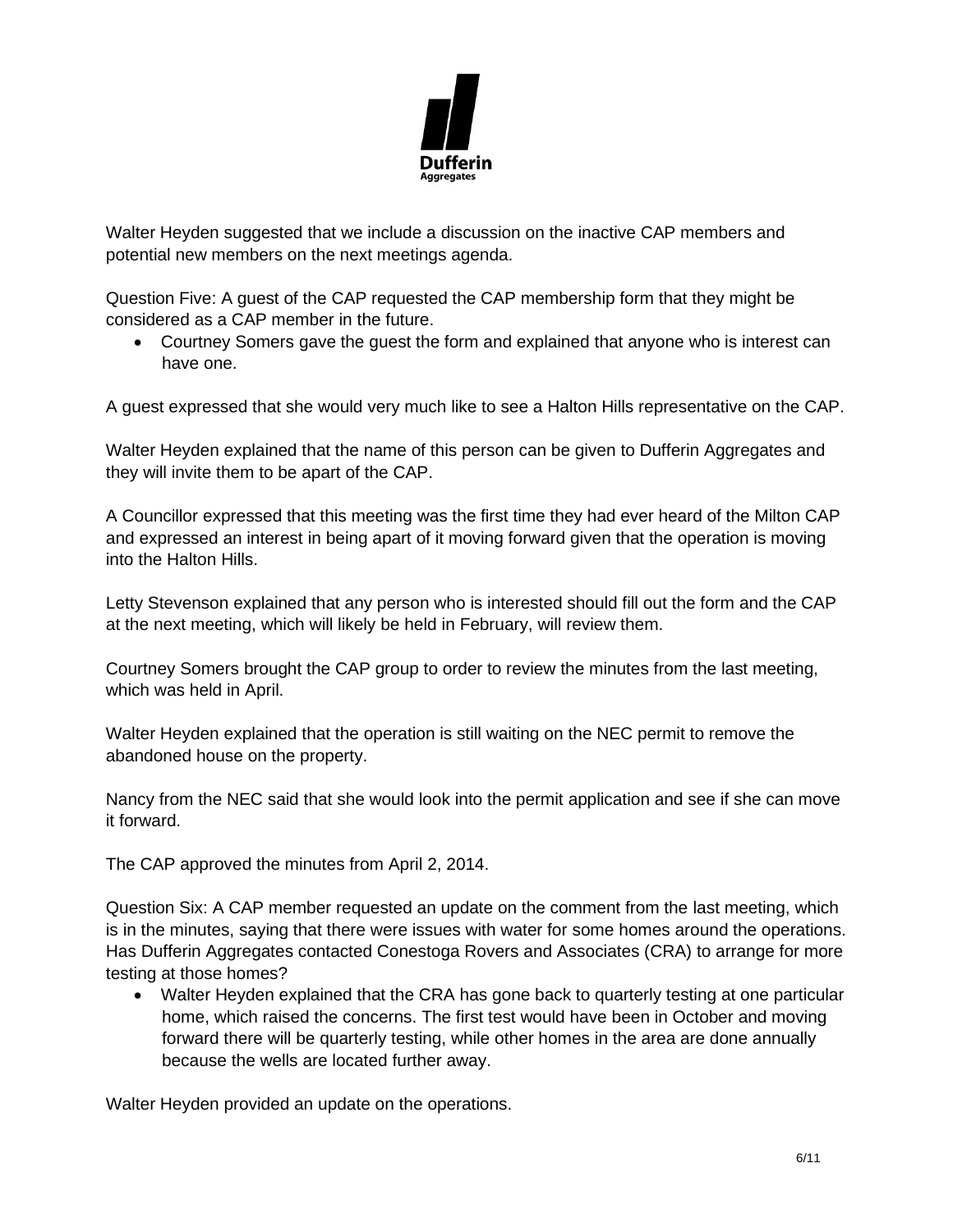Walter Heyden suggested that we include a discussion on the inactive CAP members and potential new members on the next meetings agenda.

Question Five: A guest of the CAP requested the CAP membership form that they might be considered as a CAP member in the future.

- Courtney Somers gave the guest the form and explained that anyone who is interest can have one.

A guest expressed that she would very much like to see a Halton Hills representative on the CAP.

Walter Heyden explained that the name of this person can be given to Dufferin Aggregates and they will invite them to be apart of the CAP.

A Councillor expressed that this meeting was the first time they had ever heard of the Milton CAP and expressed an interest in being apart of it moving forward given that the operation is moving into the Halton Hills.

Letty Stevenson explained that any person who is interested should fill out the form and the CAP at the next meeting, which will likely be held in February, will review them.

Courtney Somers brought the CAP group to order to review the minutes from the last meeting, which was held in April.

Walter Heyden explained that the operation is still waiting on the NEC permit to remove the abandoned house on the property.

Nancy from the NEC said that she would look into the permit application and see if she can move it forward.

The CAP approved the minutes from April 2, 2014.

Question Six: A CAP member requested an update on the comment from the last meeting, which is in the minutes, saying that there were issues with water for some homes around the operations. Has Dufferin Aggregates contacted Conestoga Rovers and Associates (CRA) to arrange for more testing at those homes?

- Walter Heyden explained that the CRA has gone back to quarterly testing at one particular home, which raised the concerns. The first test would have been in October and moving forward there will be quarterly testing, while other homes in the area are done annually because the wells are located further away.

Walter Heyden provided an update on the operations.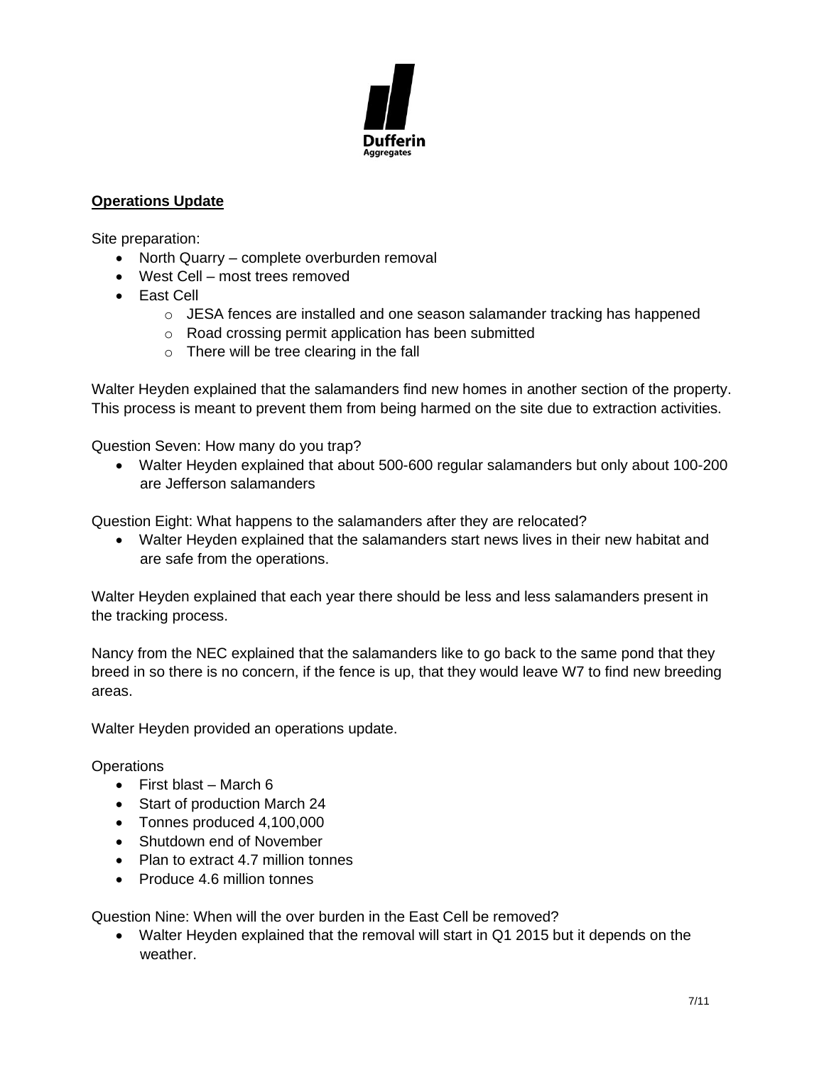## Operations Update

Site preparation:

- North Quarry – complete overburden removal
- West Cell – most trees removed
- East Cell
    - JESA fences are installed and one season salamander tracking has happened
    - Road crossing permit application has been submitted
    - There will be tree clearing in the fall

Walter Heyden explained that the salamanders find new homes in another section of the property. This process is meant to prevent them from being harmed on the site due to extraction activities.

Question Seven: How many do you trap?

- Walter Heyden explained that about 500-600 regular salamanders but only about 100-200 are Jefferson salamanders

Question Eight: What happens to the salamanders after they are relocated?

- Walter Heyden explained that the salamanders start news lives in their new habitat and are safe from the operations.

Walter Heyden explained that each year there should be less and less salamanders present in the tracking process.

Nancy from the NEC explained that the salamanders like to go back to the same pond that they breed in so there is no concern, if the fence is up, that they would leave W7 to find new breeding areas.

Walter Heyden provided an operations update.

Operations

- First blast – March 6
- Start of production March 24
- Tonnes produced 4,100,000
- Shutdown end of November
- Plan to extract 4.7 million tonnes
- Produce 4.6 million tonnes

Question Nine: When will the over burden in the East Cell be removed?

- Walter Heyden explained that the removal will start in Q1 2015 but it depends on the weather.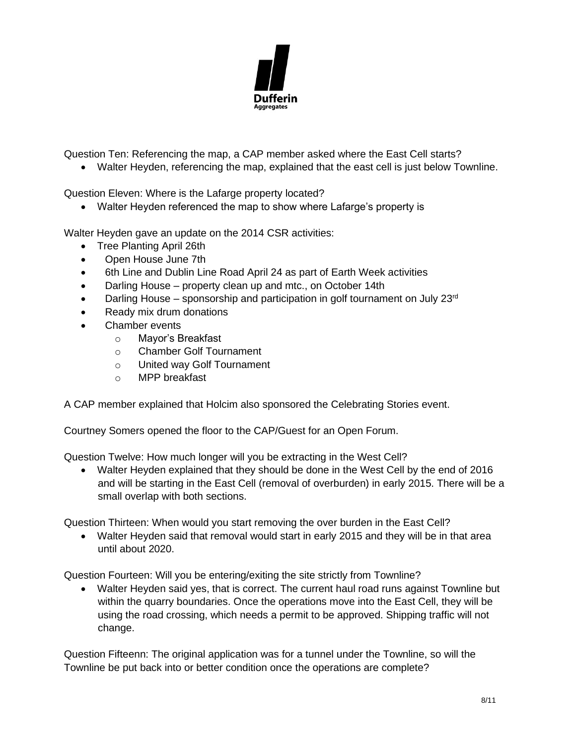Question Ten: Referencing the map, a CAP member asked where the East Cell starts?

- Walter Heyden, referencing the map, explained that the east cell is just below Townline.

Question Eleven: Where is the Lafarge property located?

- Walter Heyden referenced the map to show where Lafarge's property is

Walter Heyden gave an update on the 2014 CSR activities:

- Tree Planting April 26th
- Open House June 7th
- 6th Line and Dublin Line Road April 24 as part of Earth Week activities
- Darling House – property clean up and mtc., on October 14th
- Darling House – sponsorship and participation in golf tournament on July 23rd
- Ready mix drum donations
- Chamber events
    - Mayor's Breakfast
    - Chamber Golf Tournament
    - United way Golf Tournament
    - MPP breakfast

A CAP member explained that Holcim also sponsored the Celebrating Stories event.

Courtney Somers opened the floor to the CAP/Guest for an Open Forum.

Question Twelve: How much longer will you be extracting in the West Cell?

- Walter Heyden explained that they should be done in the West Cell by the end of 2016 and will be starting in the East Cell (removal of overburden) in early 2015. There will be a small overlap with both sections.

Question Thirteen: When would you start removing the over burden in the East Cell?

- Walter Heyden said that removal would start in early 2015 and they will be in that area until about 2020.

Question Fourteen: Will you be entering/exiting the site strictly from Townline?

- Walter Heyden said yes, that is correct. The current haul road runs against Townline but within the quarry boundaries. Once the operations move into the East Cell, they will be using the road crossing, which needs a permit to be approved. Shipping traffic will not change.

Question Fifteenn: The original application was for a tunnel under the Townline, so will the Townline be put back into or better condition once the operations are complete?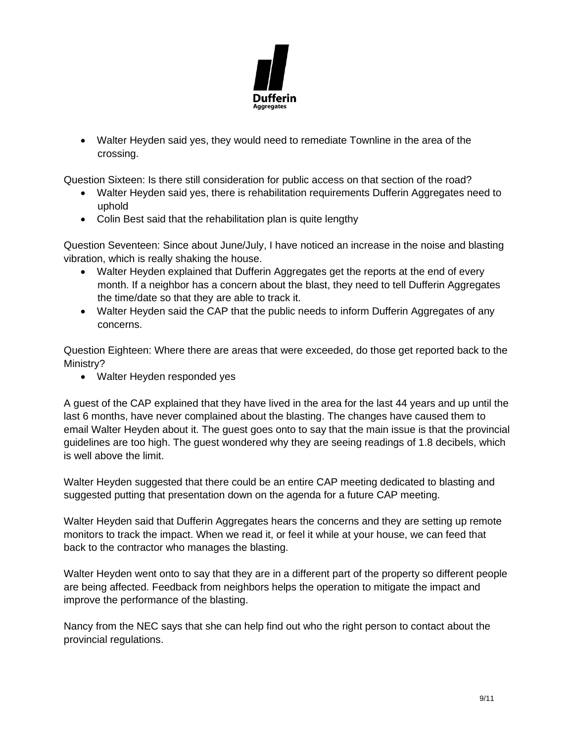- Walter Heyden said yes, they would need to remediate Townline in the area of the crossing.

Question Sixteen: Is there still consideration for public access on that section of the road?

- Walter Heyden said yes, there is rehabilitation requirements Dufferin Aggregates need to uphold
- Colin Best said that the rehabilitation plan is quite lengthy

Question Seventeen: Since about June/July, I have noticed an increase in the noise and blasting vibration, which is really shaking the house.

- Walter Heyden explained that Dufferin Aggregates get the reports at the end of every month. If a neighbor has a concern about the blast, they need to tell Dufferin Aggregates the time/date so that they are able to track it.
- Walter Heyden said the CAP that the public needs to inform Dufferin Aggregates of any concerns.

Question Eighteen: Where there are areas that were exceeded, do those get reported back to the Ministry?

- Walter Heyden responded yes

A guest of the CAP explained that they have lived in the area for the last 44 years and up until the last 6 months, have never complained about the blasting. The changes have caused them to email Walter Heyden about it. The guest goes onto to say that the main issue is that the provincial guidelines are too high. The guest wondered why they are seeing readings of 1.8 decibels, which is well above the limit.

Walter Heyden suggested that there could be an entire CAP meeting dedicated to blasting and suggested putting that presentation down on the agenda for a future CAP meeting.

Walter Heyden said that Dufferin Aggregates hears the concerns and they are setting up remote monitors to track the impact. When we read it, or feel it while at your house, we can feed that back to the contractor who manages the blasting.

Walter Heyden went onto to say that they are in a different part of the property so different people are being affected. Feedback from neighbors helps the operation to mitigate the impact and improve the performance of the blasting.

Nancy from the NEC says that she can help find out who the right person to contact about the provincial regulations.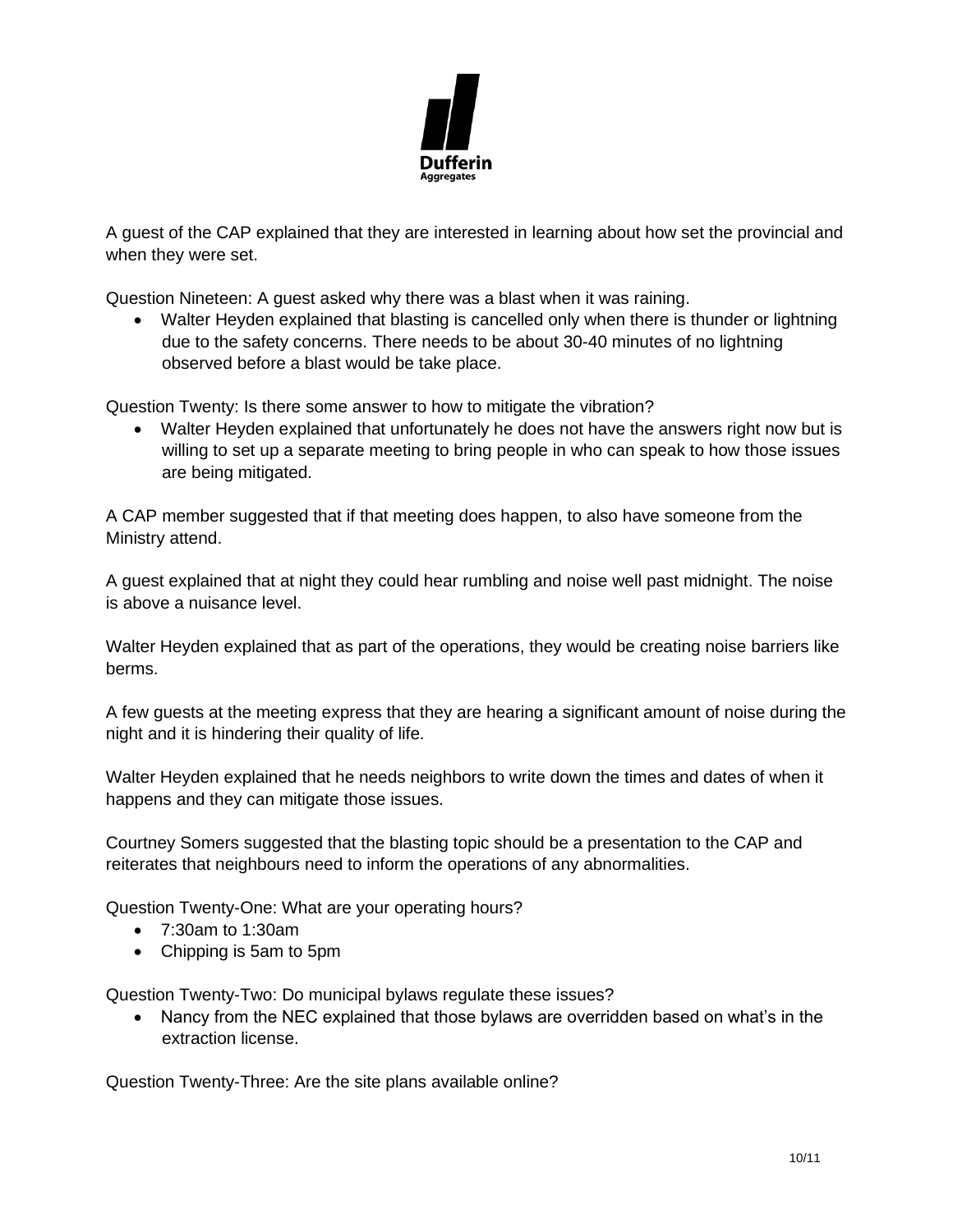A guest of the CAP explained that they are interested in learning about how set the provincial and when they were set.

Question Nineteen: A guest asked why there was a blast when it was raining.

- Walter Heyden explained that blasting is cancelled only when there is thunder or lightning due to the safety concerns. There needs to be about 30-40 minutes of no lightning observed before a blast would be take place.

Question Twenty: Is there some answer to how to mitigate the vibration?

- Walter Heyden explained that unfortunately he does not have the answers right now but is willing to set up a separate meeting to bring people in who can speak to how those issues are being mitigated.

A CAP member suggested that if that meeting does happen, to also have someone from the Ministry attend.

A guest explained that at night they could hear rumbling and noise well past midnight. The noise is above a nuisance level.

Walter Heyden explained that as part of the operations, they would be creating noise barriers like berms.

A few guests at the meeting express that they are hearing a significant amount of noise during the night and it is hindering their quality of life.

Walter Heyden explained that he needs neighbors to write down the times and dates of when it happens and they can mitigate those issues.

Courtney Somers suggested that the blasting topic should be a presentation to the CAP and reiterates that neighbours need to inform the operations of any abnormalities.

Question Twenty-One: What are your operating hours?

- 7:30am to 1:30am
- Chipping is 5am to 5pm

Question Twenty-Two: Do municipal bylaws regulate these issues?

- Nancy from the NEC explained that those bylaws are overridden based on what's in the extraction license.

Question Twenty-Three: Are the site plans available online?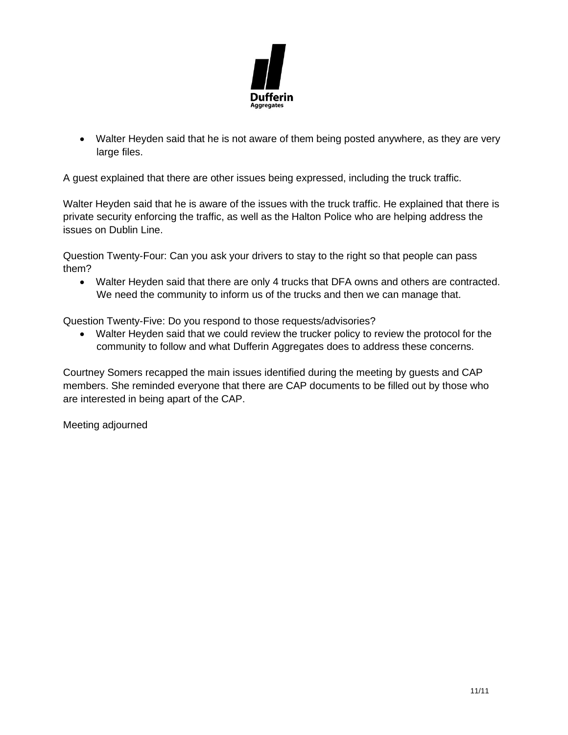- Walter Heyden said that he is not aware of them being posted anywhere, as they are very large files.

A guest explained that there are other issues being expressed, including the truck traffic.

Walter Heyden said that he is aware of the issues with the truck traffic. He explained that there is private security enforcing the traffic, as well as the Halton Police who are helping address the issues on Dublin Line.

Question Twenty-Four: Can you ask your drivers to stay to the right so that people can pass them?

- Walter Heyden said that there are only 4 trucks that DFA owns and others are contracted. We need the community to inform us of the trucks and then we can manage that.

Question Twenty-Five: Do you respond to those requests/advisories?

- Walter Heyden said that we could review the trucker policy to review the protocol for the community to follow and what Dufferin Aggregates does to address these concerns.

Courtney Somers recapped the main issues identified during the meeting by guests and CAP members. She reminded everyone that there are CAP documents to be filled out by those who are interested in being apart of the CAP.

Meeting adjourned